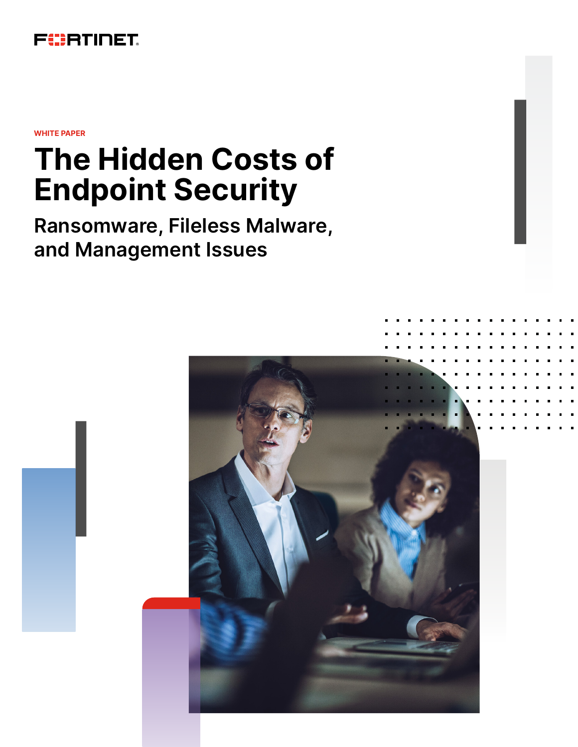FORTINET

WHITE PAPER

# The Hidden Costs of Endpoint Security

## Ransomware, Fileless Malware, and Management Issues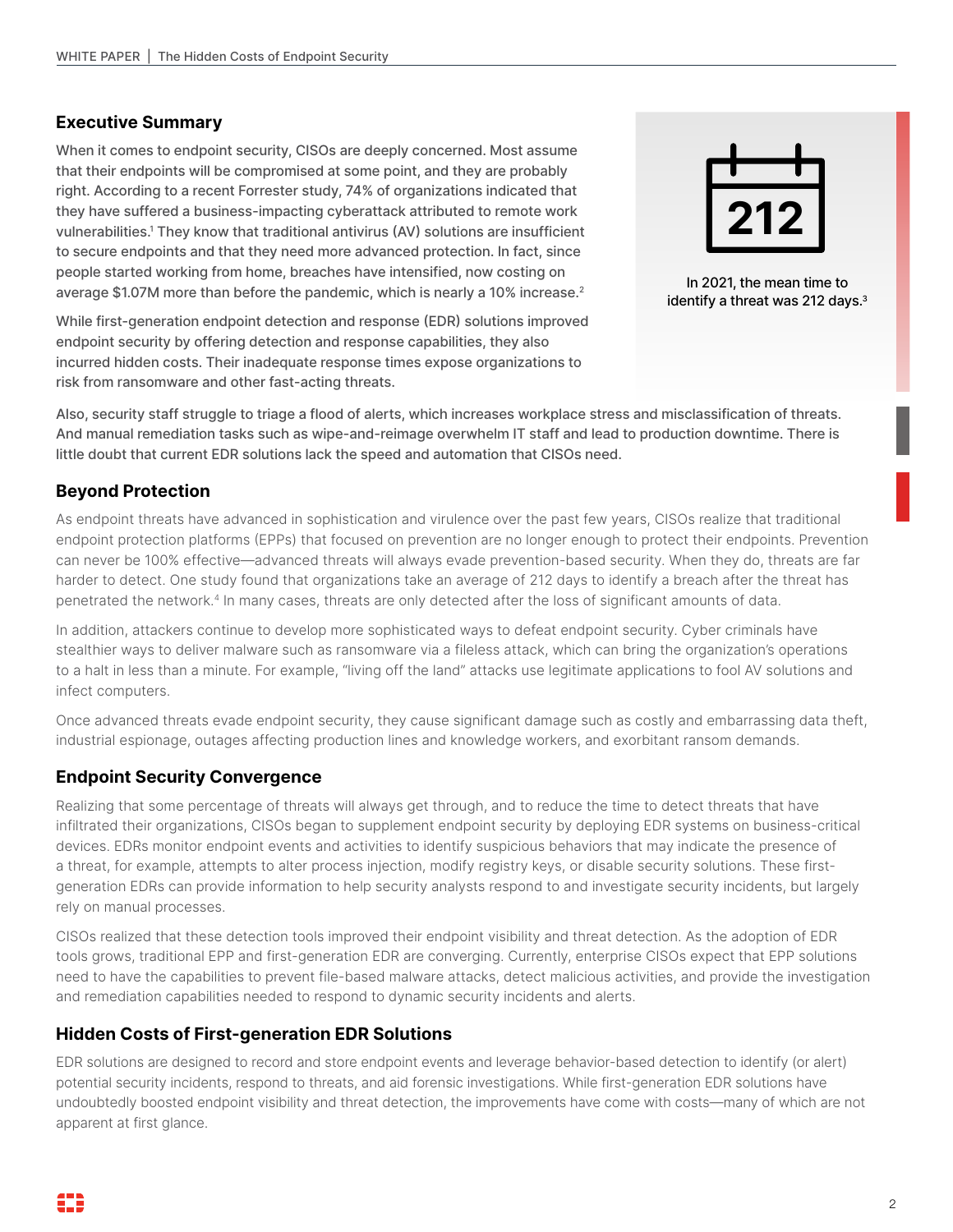## Executive Summary

When it comes to endpoint security, CISOs are deeply concerned. Most assume that their endpoints will be compromised at some point, and they are probably right. According to a recent Forrester study, 74% of organizations indicated that they have suffered a business-impacting cyberattack attributed to remote work vulnerabilities.[1] They know that traditional antivirus (AV) solutions are insufficient to secure endpoints and that they need more advanced protection. In fact, since people started working from home, breaches have intensified, now costing on average $1.07M more than before the pandemic, which is nearly a 10% increase.[2]

While first-generation endpoint detection and response (EDR) solutions improved endpoint security by offering detection and response capabilities, they also incurred hidden costs. Their inadequate response times expose organizations to risk from ransomware and other fast-acting threats.

212

In 2021, the mean time to identify a threat was 212 days.[3]

Also, security staff struggle to triage a flood of alerts, which increases workplace stress and misclassification of threats. And manual remediation tasks such as wipe-and-reimage overwhelm IT staff and lead to production downtime. There is little doubt that current EDR solutions lack the speed and automation that CISOs need.

## Beyond Protection

As endpoint threats have advanced in sophistication and virulence over the past few years, CISOs realize that traditional endpoint protection platforms (EPPs) that focused on prevention are no longer enough to protect their endpoints. Prevention can never be 100% effective—advanced threats will always evade prevention-based security. When they do, threats are far harder to detect. One study found that organizations take an average of 212 days to identify a breach after the threat has penetrated the network.[4] In many cases, threats are only detected after the loss of significant amounts of data.

In addition, attackers continue to develop more sophisticated ways to defeat endpoint security. Cyber criminals have stealthier ways to deliver malware such as ransomware via a fileless attack, which can bring the organization's operations to a halt in less than a minute. For example, "living off the land" attacks use legitimate applications to fool AV solutions and infect computers.

Once advanced threats evade endpoint security, they cause significant damage such as costly and embarrassing data theft, industrial espionage, outages affecting production lines and knowledge workers, and exorbitant ransom demands.

## Endpoint Security Convergence

Realizing that some percentage of threats will always get through, and to reduce the time to detect threats that have infiltrated their organizations, CISOs began to supplement endpoint security by deploying EDR systems on business-critical devices. EDRs monitor endpoint events and activities to identify suspicious behaviors that may indicate the presence of a threat, for example, attempts to alter process injection, modify registry keys, or disable security solutions. These first-generation EDRs can provide information to help security analysts respond to and investigate security incidents, but largely rely on manual processes.

CISOs realized that these detection tools improved their endpoint visibility and threat detection. As the adoption of EDR tools grows, traditional EPP and first-generation EDR are converging. Currently, enterprise CISOs expect that EPP solutions need to have the capabilities to prevent file-based malware attacks, detect malicious activities, and provide the investigation and remediation capabilities needed to respond to dynamic security incidents and alerts.

## Hidden Costs of First-generation EDR Solutions

EDR solutions are designed to record and store endpoint events and leverage behavior-based detection to identify (or alert) potential security incidents, respond to threats, and aid forensic investigations. While first-generation EDR solutions have undoubtedly boosted endpoint visibility and threat detection, the improvements have come with costs—many of which are not apparent at first glance.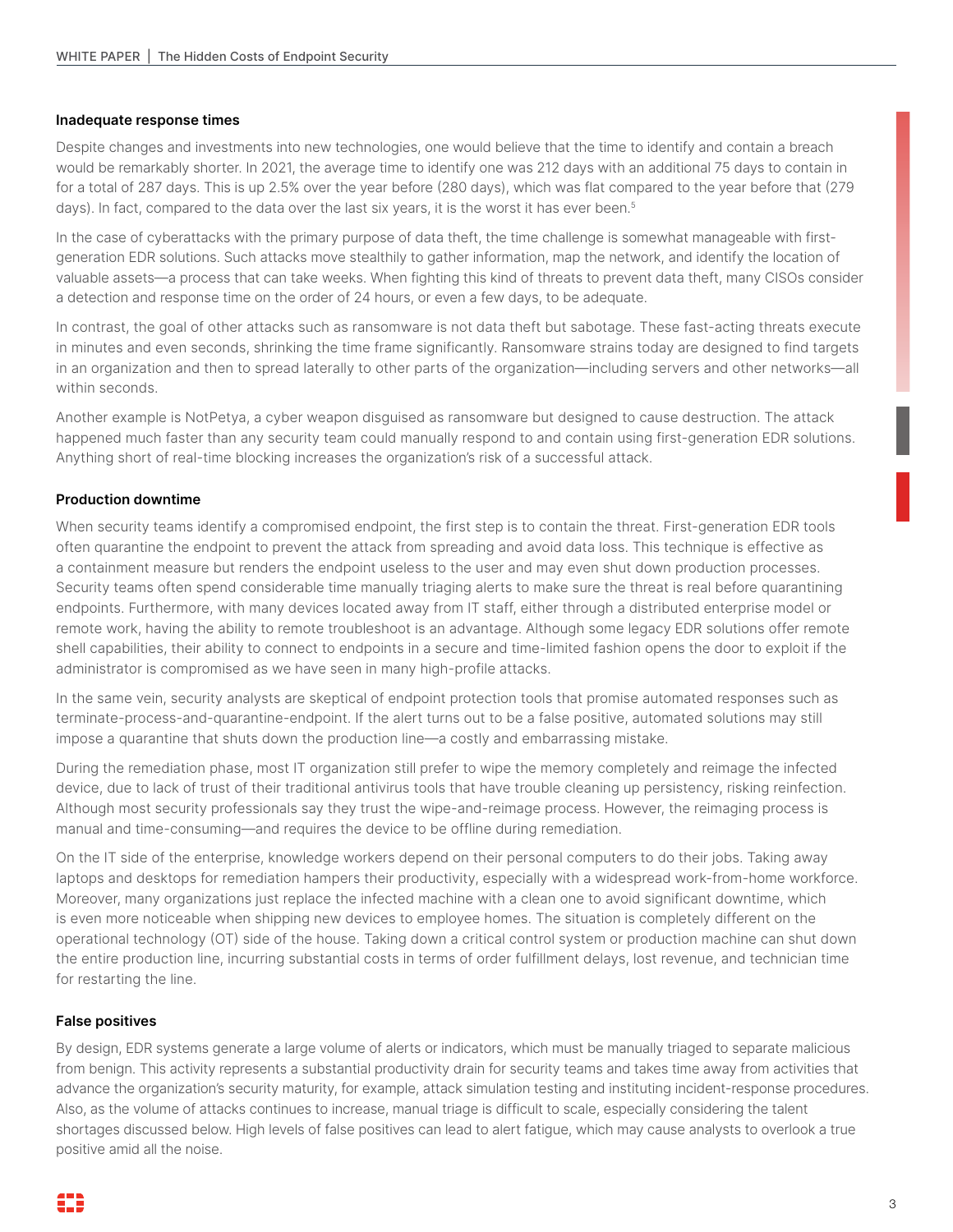### Inadequate response times

Despite changes and investments into new technologies, one would believe that the time to identify and contain a breach would be remarkably shorter. In 2021, the average time to identify one was 212 days with an additional 75 days to contain in for a total of 287 days. This is up 2.5% over the year before (280 days), which was flat compared to the year before that (279 days). In fact, compared to the data over the last six years, it is the worst it has ever been.[5]

In the case of cyberattacks with the primary purpose of data theft, the time challenge is somewhat manageable with first-generation EDR solutions. Such attacks move stealthily to gather information, map the network, and identify the location of valuable assets—a process that can take weeks. When fighting this kind of threats to prevent data theft, many CISOs consider a detection and response time on the order of 24 hours, or even a few days, to be adequate.

In contrast, the goal of other attacks such as ransomware is not data theft but sabotage. These fast-acting threats execute in minutes and even seconds, shrinking the time frame significantly. Ransomware strains today are designed to find targets in an organization and then to spread laterally to other parts of the organization—including servers and other networks—all within seconds.

Another example is NotPetya, a cyber weapon disguised as ransomware but designed to cause destruction. The attack happened much faster than any security team could manually respond to and contain using first-generation EDR solutions. Anything short of real-time blocking increases the organization's risk of a successful attack.

### Production downtime

When security teams identify a compromised endpoint, the first step is to contain the threat. First-generation EDR tools often quarantine the endpoint to prevent the attack from spreading and avoid data loss. This technique is effective as a containment measure but renders the endpoint useless to the user and may even shut down production processes. Security teams often spend considerable time manually triaging alerts to make sure the threat is real before quarantining endpoints. Furthermore, with many devices located away from IT staff, either through a distributed enterprise model or remote work, having the ability to remote troubleshoot is an advantage. Although some legacy EDR solutions offer remote shell capabilities, their ability to connect to endpoints in a secure and time-limited fashion opens the door to exploit if the administrator is compromised as we have seen in many high-profile attacks.

In the same vein, security analysts are skeptical of endpoint protection tools that promise automated responses such as terminate-process-and-quarantine-endpoint. If the alert turns out to be a false positive, automated solutions may still impose a quarantine that shuts down the production line—a costly and embarrassing mistake.

During the remediation phase, most IT organization still prefer to wipe the memory completely and reimage the infected device, due to lack of trust of their traditional antivirus tools that have trouble cleaning up persistency, risking reinfection. Although most security professionals say they trust the wipe-and-reimage process. However, the reimaging process is manual and time-consuming—and requires the device to be offline during remediation.

On the IT side of the enterprise, knowledge workers depend on their personal computers to do their jobs. Taking away laptops and desktops for remediation hampers their productivity, especially with a widespread work-from-home workforce. Moreover, many organizations just replace the infected machine with a clean one to avoid significant downtime, which is even more noticeable when shipping new devices to employee homes. The situation is completely different on the operational technology (OT) side of the house. Taking down a critical control system or production machine can shut down the entire production line, incurring substantial costs in terms of order fulfillment delays, lost revenue, and technician time for restarting the line.

### False positives

By design, EDR systems generate a large volume of alerts or indicators, which must be manually triaged to separate malicious from benign. This activity represents a substantial productivity drain for security teams and takes time away from activities that advance the organization's security maturity, for example, attack simulation testing and instituting incident-response procedures. Also, as the volume of attacks continues to increase, manual triage is difficult to scale, especially considering the talent shortages discussed below. High levels of false positives can lead to alert fatigue, which may cause analysts to overlook a true positive amid all the noise.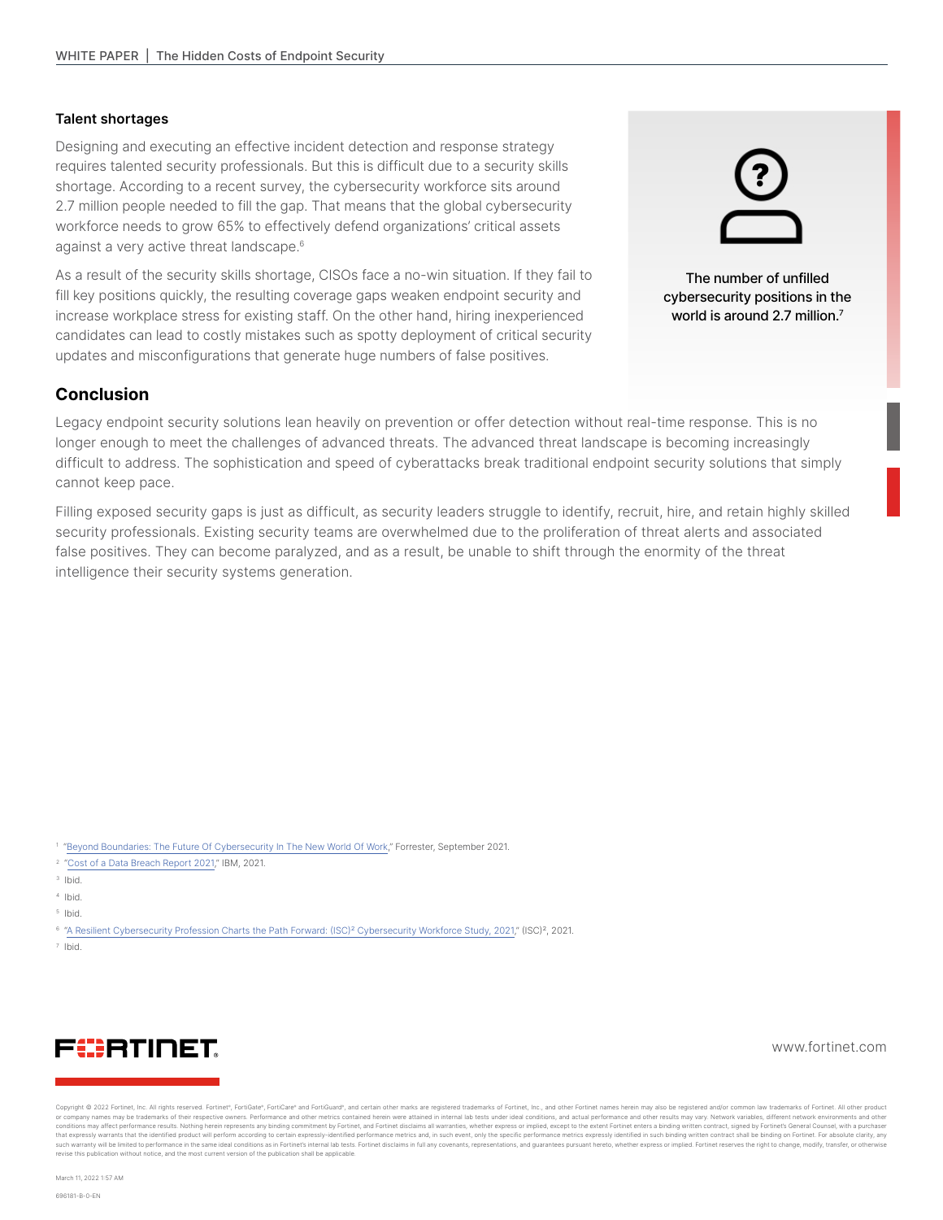### Talent shortages

Designing and executing an effective incident detection and response strategy requires talented security professionals. But this is difficult due to a security skills shortage. According to a recent survey, the cybersecurity workforce sits around 2.7 million people needed to fill the gap. That means that the global cybersecurity workforce needs to grow 65% to effectively defend organizations' critical assets against a very active threat landscape.[6]

As a result of the security skills shortage, CISOs face a no-win situation. If they fail to fill key positions quickly, the resulting coverage gaps weaken endpoint security and increase workplace stress for existing staff. On the other hand, hiring inexperienced candidates can lead to costly mistakes such as spotty deployment of critical security updates and misconfigurations that generate huge numbers of false positives.

The number of unfilled cybersecurity positions in the world is around 2.7 million.[7]

## Conclusion

Legacy endpoint security solutions lean heavily on prevention or offer detection without real-time response. This is no longer enough to meet the challenges of advanced threats. The advanced threat landscape is becoming increasingly difficult to address. The sophistication and speed of cyberattacks break traditional endpoint security solutions that simply cannot keep pace.

Filling exposed security gaps is just as difficult, as security leaders struggle to identify, recruit, hire, and retain highly skilled security professionals. Existing security teams are overwhelmed due to the proliferation of threat alerts and associated false positives. They can become paralyzed, and as a result, be unable to shift through the enormity of the threat intelligence their security systems generation.

1 "Beyond Boundaries: The Future Of Cybersecurity In The New World Of Work," Forrester, September 2021.

2 "Cost of a Data Breach Report 2021," IBM, 2021.

3 Ibid.

4 Ibid.

5 Ibid.

6 "A Resilient Cybersecurity Profession Charts the Path Forward: (ISC)² Cybersecurity Workforce Study, 2021," (ISC)², 2021.

7 Ibid.

FORTINET

www.fortinet.com

Copyright © 2022 Fortinet, Inc. All rights reserved. Fortinet®, FortiGate®, FortiCare® and FortiGuard®, and certain other marks are registered trademarks of Fortinet, Inc., and other Fortinet names herein may also be registered and/or common law trademarks of Fortinet. All other product or company names may be trademarks of their respective owners. Performance and other metrics contained herein were attained in internal lab tests under ideal conditions, and actual performance and other results may vary. Network variables, different network environments and other conditions may affect performance results. Nothing herein represents any binding commitment by Fortinet, and Fortinet disclaims all warranties, whether express or implied, except to the extent Fortinet enters a binding written contract, signed by Fortinet's General Counsel, with a purchaser that expressly warrants that the identified product will perform according to certain expressly-identified performance metrics and, in such event, only the specific performance metrics expressly identified in such binding written contract shall be binding on Fortinet. For absolute clarity, any such warranty will be limited to performance in the same ideal conditions as in Fortinet's internal lab tests. Fortinet disclaims in full any covenants, representations, and guarantees pursuant hereto, whether express or implied. Fortinet reserves the right to change, modify, transfer, or otherwise revise this publication without notice, and the most current version of the publication shall be applicable.

March 11, 2022 1:57 AM

696181-B-0-EN